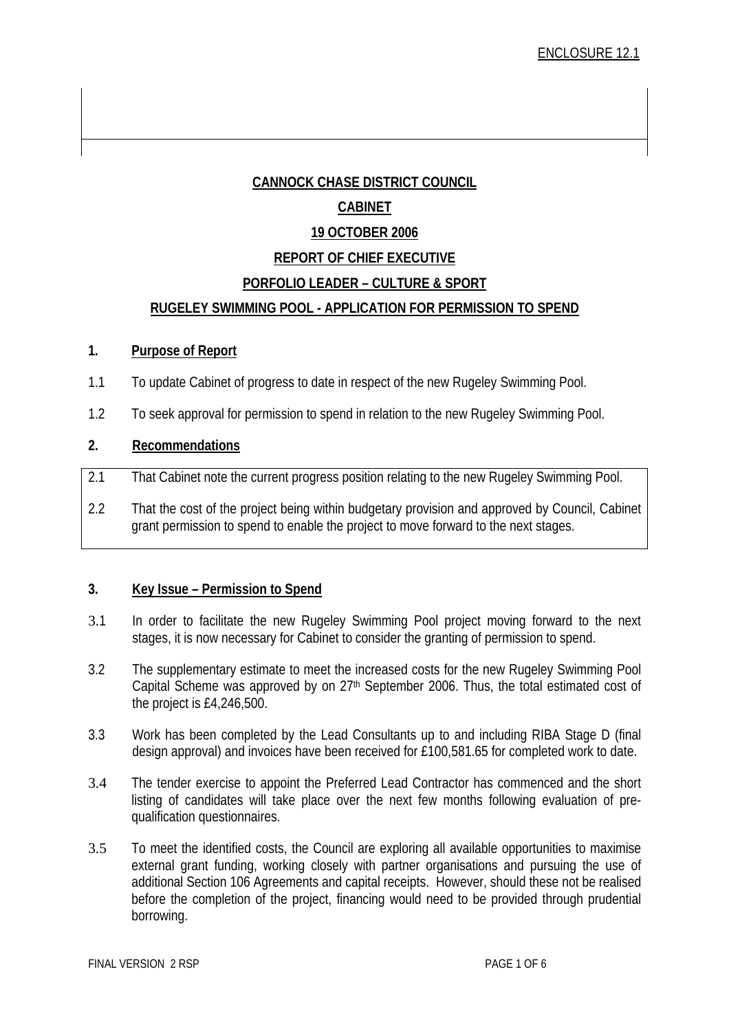ENCLOSURE 12.1

**CANNOCK CHASE DISTRICT COUNCIL**

**CABINET**

**19 OCTOBER 2006**

**REPORT OF CHIEF EXECUTIVE**

**PORFOLIO LEADER – CULTURE & SPORT**

**RUGELEY SWIMMING POOL - APPLICATION FOR PERMISSION TO SPEND**

## 1. Purpose of Report

1.1 To update Cabinet of progress to date in respect of the new Rugeley Swimming Pool.

1.2 To seek approval for permission to spend in relation to the new Rugeley Swimming Pool.

## 2. Recommendations

2.1 That Cabinet note the current progress position relating to the new Rugeley Swimming Pool.

2.2 That the cost of the project being within budgetary provision and approved by Council, Cabinet grant permission to spend to enable the project to move forward to the next stages.

## 3. Key Issue – Permission to Spend

3.1 In order to facilitate the new Rugeley Swimming Pool project moving forward to the next stages, it is now necessary for Cabinet to consider the granting of permission to spend.

3.2 The supplementary estimate to meet the increased costs for the new Rugeley Swimming Pool Capital Scheme was approved by on 27th September 2006. Thus, the total estimated cost of the project is £4,246,500.

3.3 Work has been completed by the Lead Consultants up to and including RIBA Stage D (final design approval) and invoices have been received for £100,581.65 for completed work to date.

3.4 The tender exercise to appoint the Preferred Lead Contractor has commenced and the short listing of candidates will take place over the next few months following evaluation of pre-qualification questionnaires.

3.5 To meet the identified costs, the Council are exploring all available opportunities to maximise external grant funding, working closely with partner organisations and pursuing the use of additional Section 106 Agreements and capital receipts. However, should these not be realised before the completion of the project, financing would need to be provided through prudential borrowing.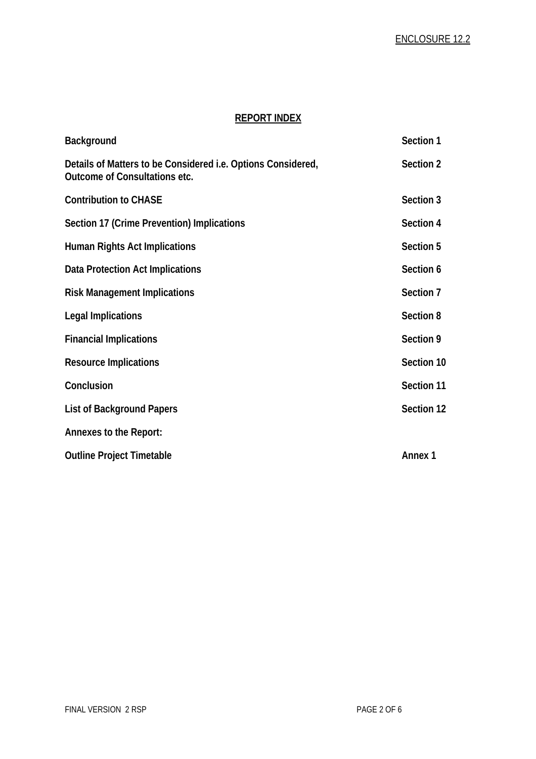ENCLOSURE 12.2

## REPORT INDEX

| | |
|---|---|
| **Background** | **Section 1** |
| **Details of Matters to be Considered i.e. Options Considered, Outcome of Consultations etc.** | **Section 2** |
| **Contribution to CHASE** | **Section 3** |
| **Section 17 (Crime Prevention) Implications** | **Section 4** |
| **Human Rights Act Implications** | **Section 5** |
| **Data Protection Act Implications** | **Section 6** |
| **Risk Management Implications** | **Section 7** |
| **Legal Implications** | **Section 8** |
| **Financial Implications** | **Section 9** |
| **Resource Implications** | **Section 10** |
| **Conclusion** | **Section 11** |
| **List of Background Papers** | **Section 12** |
| **Annexes to the Report:** | |
| **Outline Project Timetable** | **Annex 1** |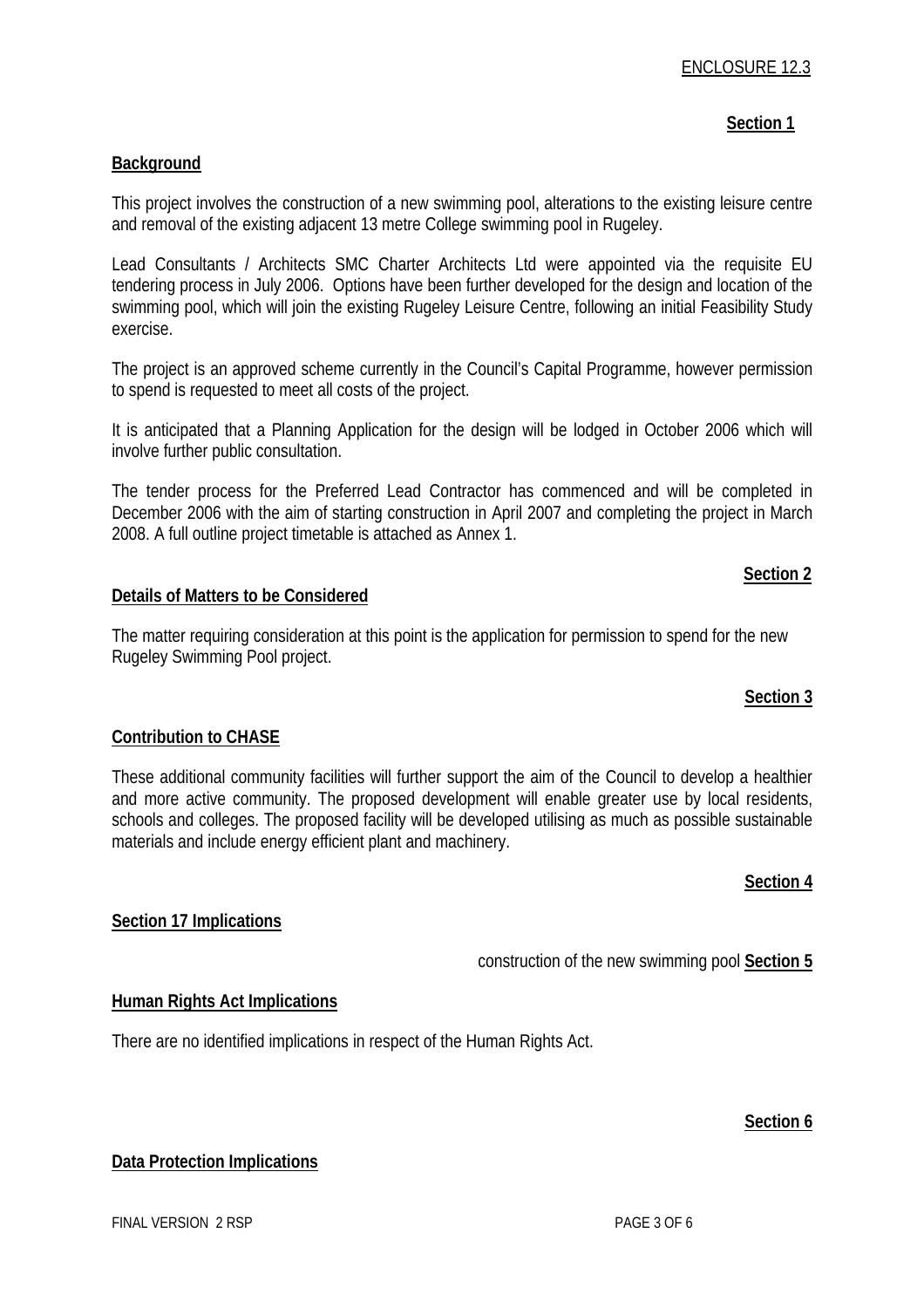ENCLOSURE 12.3

**Section 1**

**Background**

This project involves the construction of a new swimming pool, alterations to the existing leisure centre and removal of the existing adjacent 13 metre College swimming pool in Rugeley.

Lead Consultants / Architects SMC Charter Architects Ltd were appointed via the requisite EU tendering process in July 2006. Options have been further developed for the design and location of the swimming pool, which will join the existing Rugeley Leisure Centre, following an initial Feasibility Study exercise.

The project is an approved scheme currently in the Council's Capital Programme, however permission to spend is requested to meet all costs of the project.

It is anticipated that a Planning Application for the design will be lodged in October 2006 which will involve further public consultation.

The tender process for the Preferred Lead Contractor has commenced and will be completed in December 2006 with the aim of starting construction in April 2007 and completing the project in March 2008. A full outline project timetable is attached as Annex 1.

**Section 2**

**Details of Matters to be Considered**

The matter requiring consideration at this point is the application for permission to spend for the new Rugeley Swimming Pool project.

**Section 3**

**Contribution to CHASE**

These additional community facilities will further support the aim of the Council to develop a healthier and more active community. The proposed development will enable greater use by local residents, schools and colleges. The proposed facility will be developed utilising as much as possible sustainable materials and include energy efficient plant and machinery.

**Section 4**

**Section 17 Implications**

construction of the new swimming pool **Section 5**

**Human Rights Act Implications**

There are no identified implications in respect of the Human Rights Act.

**Section 6**

**Data Protection Implications**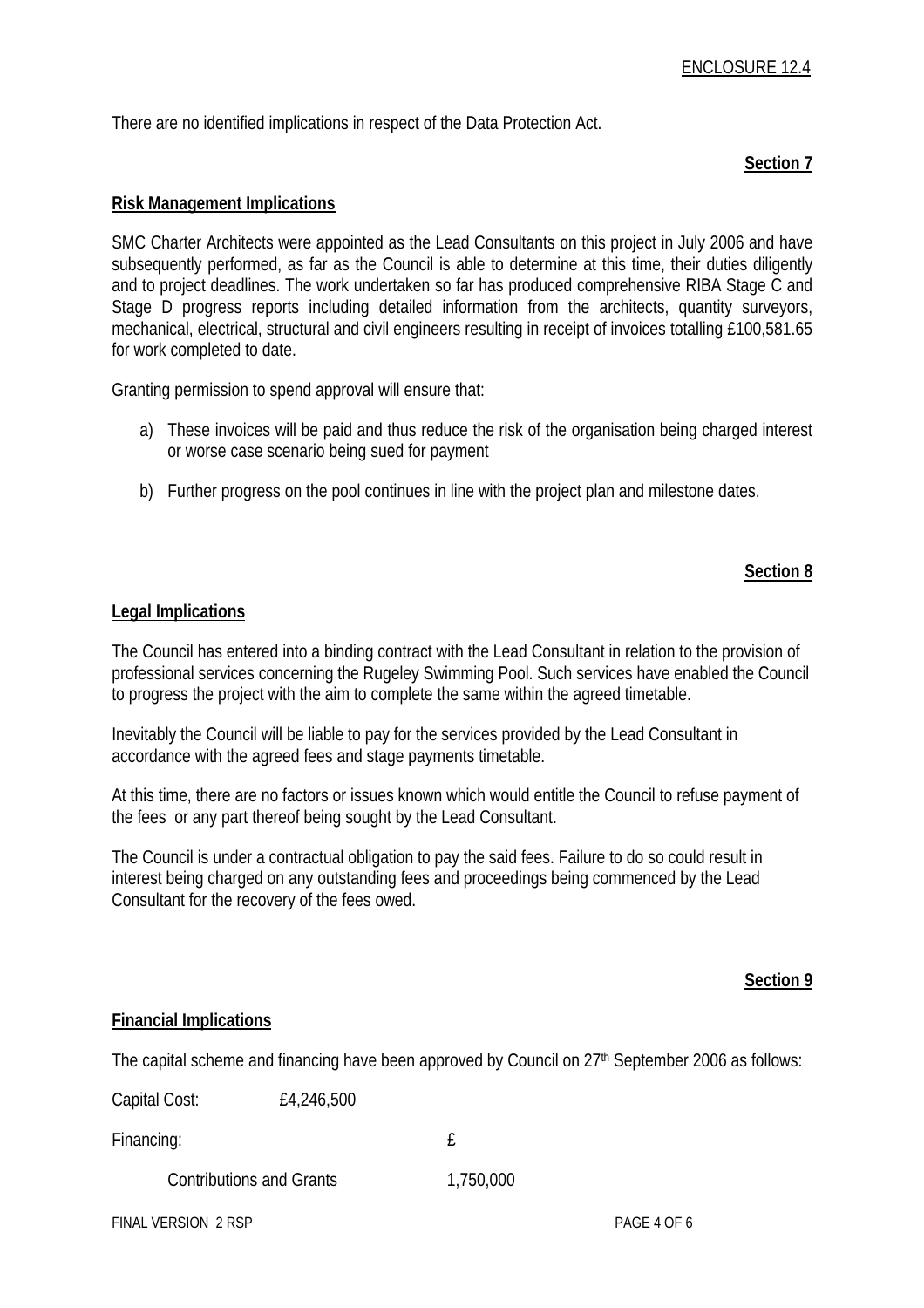There are no identified implications in respect of the Data Protection Act.

**Section 7**

**Risk Management Implications**

SMC Charter Architects were appointed as the Lead Consultants on this project in July 2006 and have subsequently performed, as far as the Council is able to determine at this time, their duties diligently and to project deadlines. The work undertaken so far has produced comprehensive RIBA Stage C and Stage D progress reports including detailed information from the architects, quantity surveyors, mechanical, electrical, structural and civil engineers resulting in receipt of invoices totalling £100,581.65 for work completed to date.

Granting permission to spend approval will ensure that:

a) These invoices will be paid and thus reduce the risk of the organisation being charged interest or worse case scenario being sued for payment

b) Further progress on the pool continues in line with the project plan and milestone dates.

**Section 8**

**Legal Implications**

The Council has entered into a binding contract with the Lead Consultant in relation to the provision of professional services concerning the Rugeley Swimming Pool. Such services have enabled the Council to progress the project with the aim to complete the same within the agreed timetable.

Inevitably the Council will be liable to pay for the services provided by the Lead Consultant in accordance with the agreed fees and stage payments timetable.

At this time, there are no factors or issues known which would entitle the Council to refuse payment of the fees or any part thereof being sought by the Lead Consultant.

The Council is under a contractual obligation to pay the said fees. Failure to do so could result in interest being charged on any outstanding fees and proceedings being commenced by the Lead Consultant for the recovery of the fees owed.

**Section 9**

**Financial Implications**

The capital scheme and financing have been approved by Council on 27th September 2006 as follows:

Capital Cost: £4,246,500

| Financing: | £ |
|---|---|
| Contributions and Grants | 1,750,000 |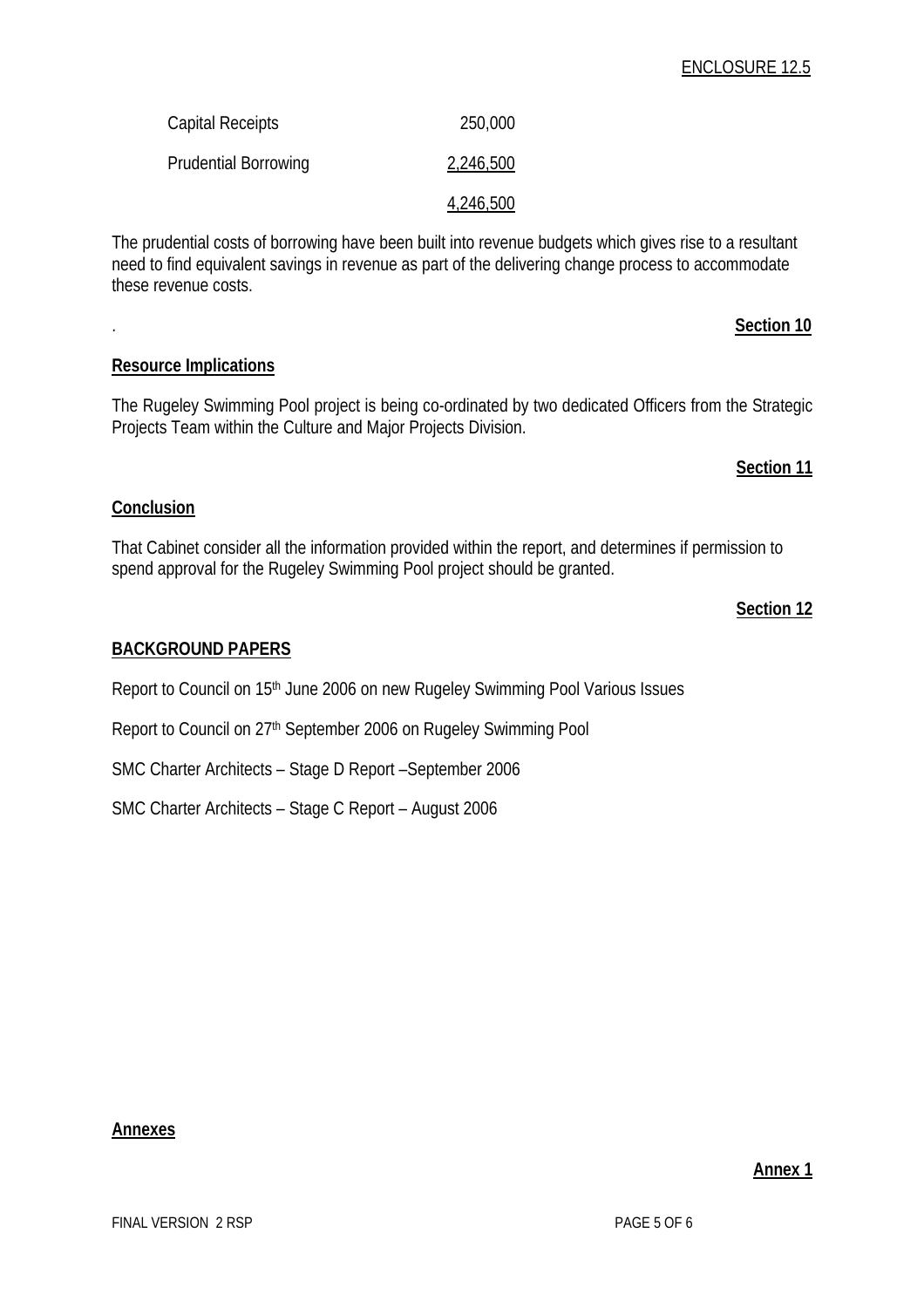ENCLOSURE 12.5

| | |
|---|---|
| Capital Receipts | 250,000 |
| Prudential Borrowing | 2,246,500 |
| | 4,246,500 |

The prudential costs of borrowing have been built into revenue budgets which gives rise to a resultant need to find equivalent savings in revenue as part of the delivering change process to accommodate these revenue costs.

.

**Section 10**

**Resource Implications**

The Rugeley Swimming Pool project is being co-ordinated by two dedicated Officers from the Strategic Projects Team within the Culture and Major Projects Division.

**Section 11**

**Conclusion**

That Cabinet consider all the information provided within the report, and determines if permission to spend approval for the Rugeley Swimming Pool project should be granted.

**Section 12**

**BACKGROUND PAPERS**

Report to Council on 15th June 2006 on new Rugeley Swimming Pool Various Issues

Report to Council on 27th September 2006 on Rugeley Swimming Pool

SMC Charter Architects – Stage D Report –September 2006

SMC Charter Architects – Stage C Report – August 2006

**Annexes**

**Annex 1**

FINAL VERSION 2 RSP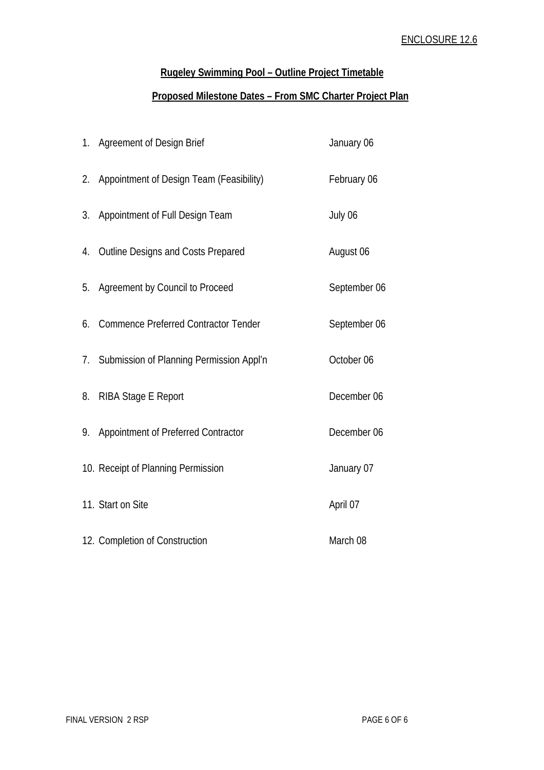ENCLOSURE 12.6

**Rugeley Swimming Pool – Outline Project Timetable**

**Proposed Milestone Dates – From SMC Charter Project Plan**

| | | |
|---|---|---|
| 1. | Agreement of Design Brief | January 06 |
| 2. | Appointment of Design Team (Feasibility) | February 06 |
| 3. | Appointment of Full Design Team | July 06 |
| 4. | Outline Designs and Costs Prepared | August 06 |
| 5. | Agreement by Council to Proceed | September 06 |
| 6. | Commence Preferred Contractor Tender | September 06 |
| 7. | Submission of Planning Permission Appl'n | October 06 |
| 8. | RIBA Stage E Report | December 06 |
| 9. | Appointment of Preferred Contractor | December 06 |
| 10. | Receipt of Planning Permission | January 07 |
| 11. | Start on Site | April 07 |
| 12. | Completion of Construction | March 08 |

FINAL VERSION 2 RSP